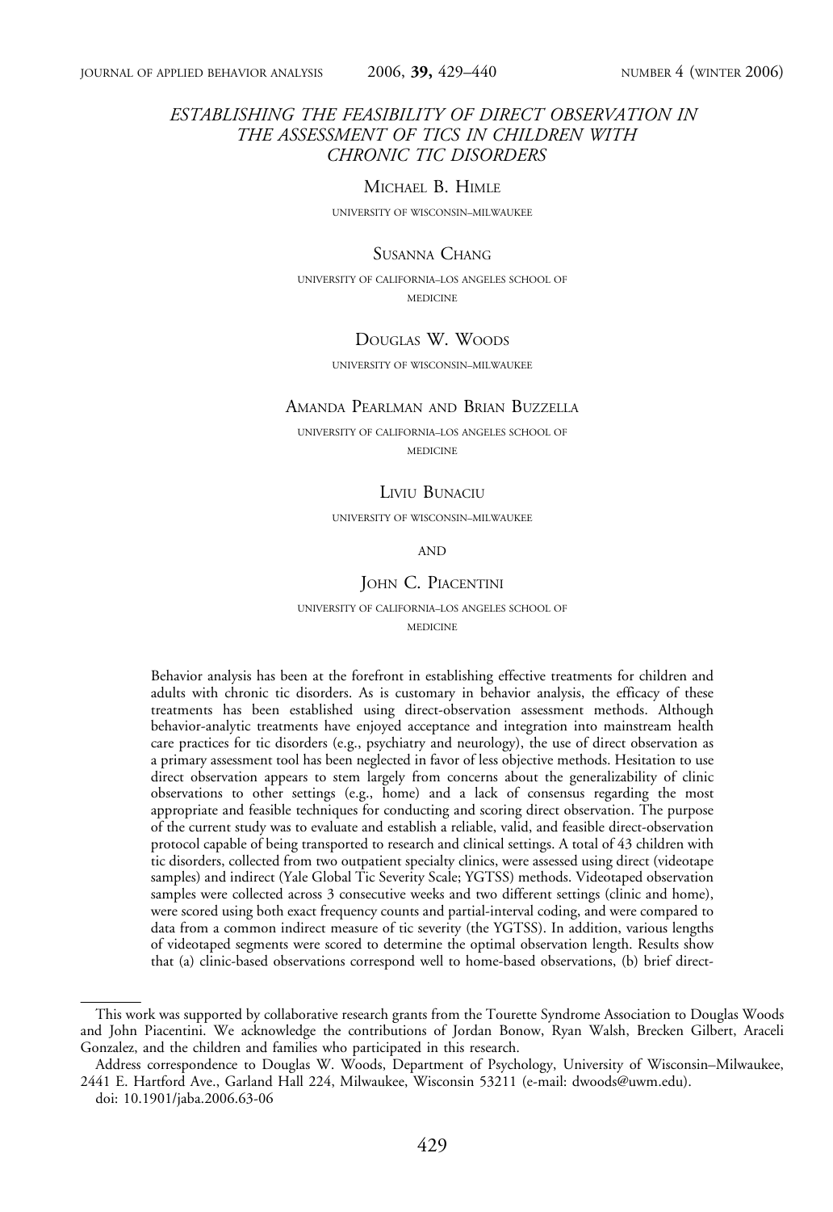# ESTABLISHING THE FEASIBILITY OF DIRECT OBSERVATION IN THE ASSESSMENT OF TICS IN CHILDREN WITH CHRONIC TIC DISORDERS

MICHAEL B. HIMLE

UNIVERSITY OF WISCONSIN–MILWAUKEE

SUSANNA CHANG

UNIVERSITY OF CALIFORNIA–LOS ANGELES SCHOOL OF MEDICINE

DOUGLAS W. WOODS

UNIVERSITY OF WISCONSIN–MILWAUKEE

AMANDA PEARLMAN AND BRIAN BUZZELLA

UNIVERSITY OF CALIFORNIA–LOS ANGELES SCHOOL OF MEDICINE

LIVIU BUNACIU

UNIVERSITY OF WISCONSIN–MILWAUKEE

AND

JOHN C. PIACENTINI

UNIVERSITY OF CALIFORNIA–LOS ANGELES SCHOOL OF MEDICINE

Behavior analysis has been at the forefront in establishing effective treatments for children and adults with chronic tic disorders. As is customary in behavior analysis, the efficacy of these treatments has been established using direct-observation assessment methods. Although behavior-analytic treatments have enjoyed acceptance and integration into mainstream health care practices for tic disorders (e.g., psychiatry and neurology), the use of direct observation as a primary assessment tool has been neglected in favor of less objective methods. Hesitation to use direct observation appears to stem largely from concerns about the generalizability of clinic observations to other settings (e.g., home) and a lack of consensus regarding the most appropriate and feasible techniques for conducting and scoring direct observation. The purpose of the current study was to evaluate and establish a reliable, valid, and feasible direct-observation protocol capable of being transported to research and clinical settings. A total of 43 children with tic disorders, collected from two outpatient specialty clinics, were assessed using direct (videotape samples) and indirect (Yale Global Tic Severity Scale; YGTSS) methods. Videotaped observation samples were collected across 3 consecutive weeks and two different settings (clinic and home), were scored using both exact frequency counts and partial-interval coding, and were compared to data from a common indirect measure of tic severity (the YGTSS). In addition, various lengths of videotaped segments were scored to determine the optimal observation length. Results show that (a) clinic-based observations correspond well to home-based observations, (b) brief direct-

---

This work was supported by collaborative research grants from the Tourette Syndrome Association to Douglas Woods and John Piacentini. We acknowledge the contributions of Jordan Bonow, Ryan Walsh, Brecken Gilbert, Araceli Gonzalez, and the children and families who participated in this research.

Address correspondence to Douglas W. Woods, Department of Psychology, University of Wisconsin–Milwaukee, 2441 E. Hartford Ave., Garland Hall 224, Milwaukee, Wisconsin 53211 (e-mail: dwoods@uwm.edu).

doi: 10.1901/jaba.2006.63-06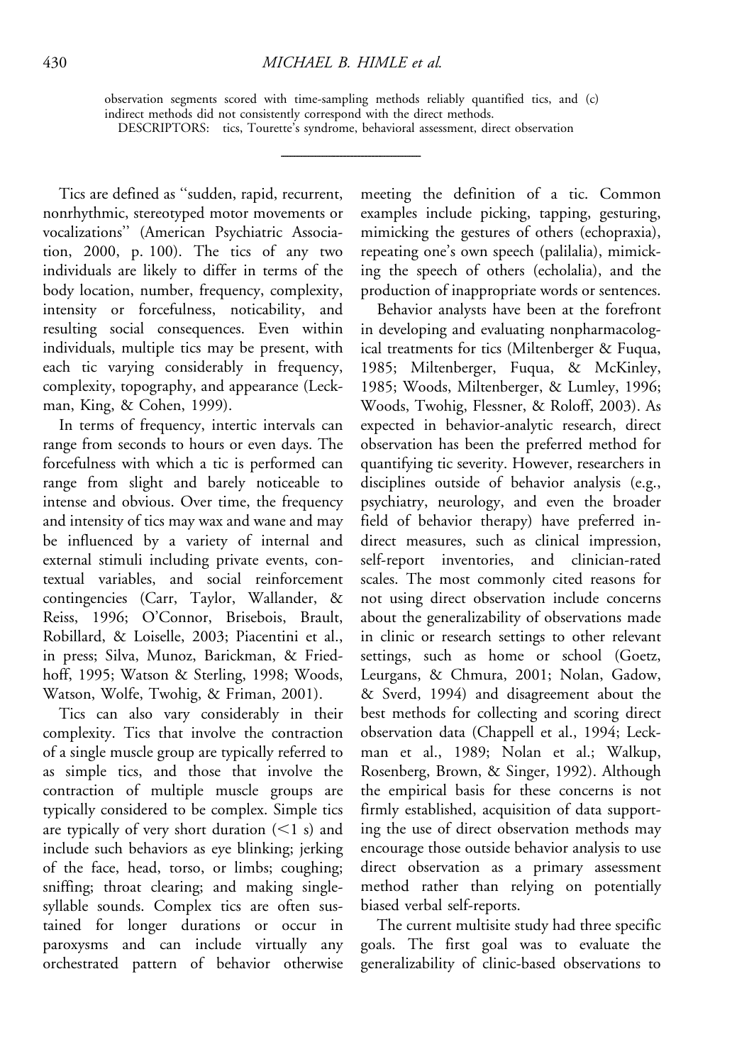observation segments scored with time-sampling methods reliably quantified tics, and (c) indirect methods did not consistently correspond with the direct methods.

DESCRIPTORS: tics, Tourette's syndrome, behavioral assessment, direct observation

---

Tics are defined as "sudden, rapid, recurrent, nonrhythmic, stereotyped motor movements or vocalizations" (American Psychiatric Association, 2000, p. 100). The tics of any two individuals are likely to differ in terms of the body location, number, frequency, complexity, intensity or forcefulness, noticability, and resulting social consequences. Even within individuals, multiple tics may be present, with each tic varying considerably in frequency, complexity, topography, and appearance (Leckman, King, & Cohen, 1999).

In terms of frequency, intertic intervals can range from seconds to hours or even days. The forcefulness with which a tic is performed can range from slight and barely noticeable to intense and obvious. Over time, the frequency and intensity of tics may wax and wane and may be influenced by a variety of internal and external stimuli including private events, contextual variables, and social reinforcement contingencies (Carr, Taylor, Wallander, & Reiss, 1996; O'Connor, Brisebois, Brault, Robillard, & Loiselle, 2003; Piacentini et al., in press; Silva, Munoz, Barickman, & Friedhoff, 1995; Watson & Sterling, 1998; Woods, Watson, Wolfe, Twohig, & Friman, 2001).

Tics can also vary considerably in their complexity. Tics that involve the contraction of a single muscle group are typically referred to as simple tics, and those that involve the contraction of multiple muscle groups are typically considered to be complex. Simple tics are typically of very short duration (<1 s) and include such behaviors as eye blinking; jerking of the face, head, torso, or limbs; coughing; sniffing; throat clearing; and making single-syllable sounds. Complex tics are often sustained for longer durations or occur in paroxysms and can include virtually any orchestrated pattern of behavior otherwise meeting the definition of a tic. Common examples include picking, tapping, gesturing, mimicking the gestures of others (echopraxia), repeating one's own speech (palilalia), mimicking the speech of others (echolalia), and the production of inappropriate words or sentences.

Behavior analysts have been at the forefront in developing and evaluating nonpharmacological treatments for tics (Miltenberger & Fuqua, 1985; Miltenberger, Fuqua, & McKinley, 1985; Woods, Miltenberger, & Lumley, 1996; Woods, Twohig, Flessner, & Roloff, 2003). As expected in behavior-analytic research, direct observation has been the preferred method for quantifying tic severity. However, researchers in disciplines outside of behavior analysis (e.g., psychiatry, neurology, and even the broader field of behavior therapy) have preferred indirect measures, such as clinical impression, self-report inventories, and clinician-rated scales. The most commonly cited reasons for not using direct observation include concerns about the generalizability of observations made in clinic or research settings to other relevant settings, such as home or school (Goetz, Leurgans, & Chmura, 2001; Nolan, Gadow, & Sverd, 1994) and disagreement about the best methods for collecting and scoring direct observation data (Chappell et al., 1994; Leckman et al., 1989; Nolan et al.; Walkup, Rosenberg, Brown, & Singer, 1992). Although the empirical basis for these concerns is not firmly established, acquisition of data supporting the use of direct observation methods may encourage those outside behavior analysis to use direct observation as a primary assessment method rather than relying on potentially biased verbal self-reports.

The current multisite study had three specific goals. The first goal was to evaluate the generalizability of clinic-based observations to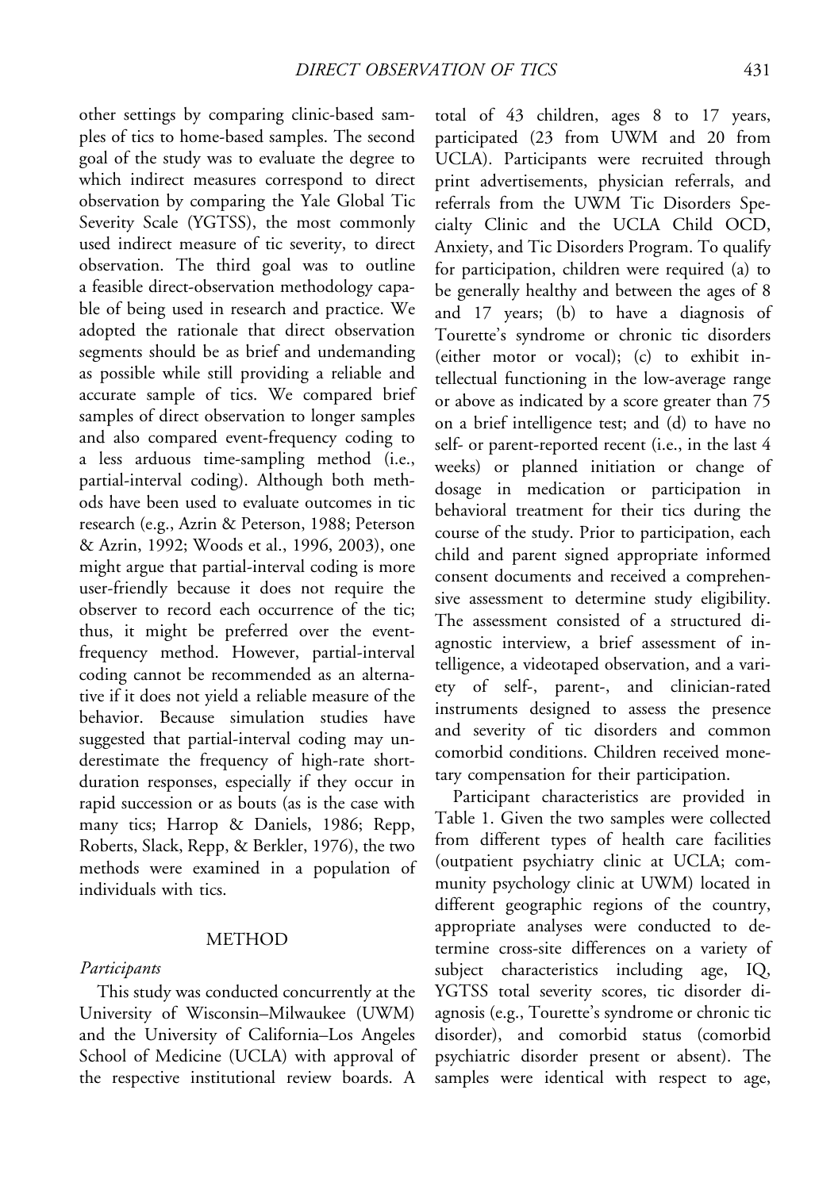other settings by comparing clinic-based samples of tics to home-based samples. The second goal of the study was to evaluate the degree to which indirect measures correspond to direct observation by comparing the Yale Global Tic Severity Scale (YGTSS), the most commonly used indirect measure of tic severity, to direct observation. The third goal was to outline a feasible direct-observation methodology capable of being used in research and practice. We adopted the rationale that direct observation segments should be as brief and undemanding as possible while still providing a reliable and accurate sample of tics. We compared brief samples of direct observation to longer samples and also compared event-frequency coding to a less arduous time-sampling method (i.e., partial-interval coding). Although both methods have been used to evaluate outcomes in tic research (e.g., Azrin & Peterson, 1988; Peterson & Azrin, 1992; Woods et al., 1996, 2003), one might argue that partial-interval coding is more user-friendly because it does not require the observer to record each occurrence of the tic; thus, it might be preferred over the event-frequency method. However, partial-interval coding cannot be recommended as an alternative if it does not yield a reliable measure of the behavior. Because simulation studies have suggested that partial-interval coding may underestimate the frequency of high-rate short-duration responses, especially if they occur in rapid succession or as bouts (as is the case with many tics; Harrop & Daniels, 1986; Repp, Roberts, Slack, Repp, & Berkler, 1976), the two methods were examined in a population of individuals with tics.

## METHOD

### *Participants*

This study was conducted concurrently at the University of Wisconsin–Milwaukee (UWM) and the University of California–Los Angeles School of Medicine (UCLA) with approval of the respective institutional review boards. A total of 43 children, ages 8 to 17 years, participated (23 from UWM and 20 from UCLA). Participants were recruited through print advertisements, physician referrals, and referrals from the UWM Tic Disorders Specialty Clinic and the UCLA Child OCD, Anxiety, and Tic Disorders Program. To qualify for participation, children were required (a) to be generally healthy and between the ages of 8 and 17 years; (b) to have a diagnosis of Tourette's syndrome or chronic tic disorders (either motor or vocal); (c) to exhibit intellectual functioning in the low-average range or above as indicated by a score greater than 75 on a brief intelligence test; and (d) to have no self- or parent-reported recent (i.e., in the last 4 weeks) or planned initiation or change of dosage in medication or participation in behavioral treatment for their tics during the course of the study. Prior to participation, each child and parent signed appropriate informed consent documents and received a comprehensive assessment to determine study eligibility. The assessment consisted of a structured diagnostic interview, a brief assessment of intelligence, a videotaped observation, and a variety of self-, parent-, and clinician-rated instruments designed to assess the presence and severity of tic disorders and common comorbid conditions. Children received monetary compensation for their participation.

Participant characteristics are provided in Table 1. Given the two samples were collected from different types of health care facilities (outpatient psychiatry clinic at UCLA; community psychology clinic at UWM) located in different geographic regions of the country, appropriate analyses were conducted to determine cross-site differences on a variety of subject characteristics including age, IQ, YGTSS total severity scores, tic disorder diagnosis (e.g., Tourette's syndrome or chronic tic disorder), and comorbid status (comorbid psychiatric disorder present or absent). The samples were identical with respect to age,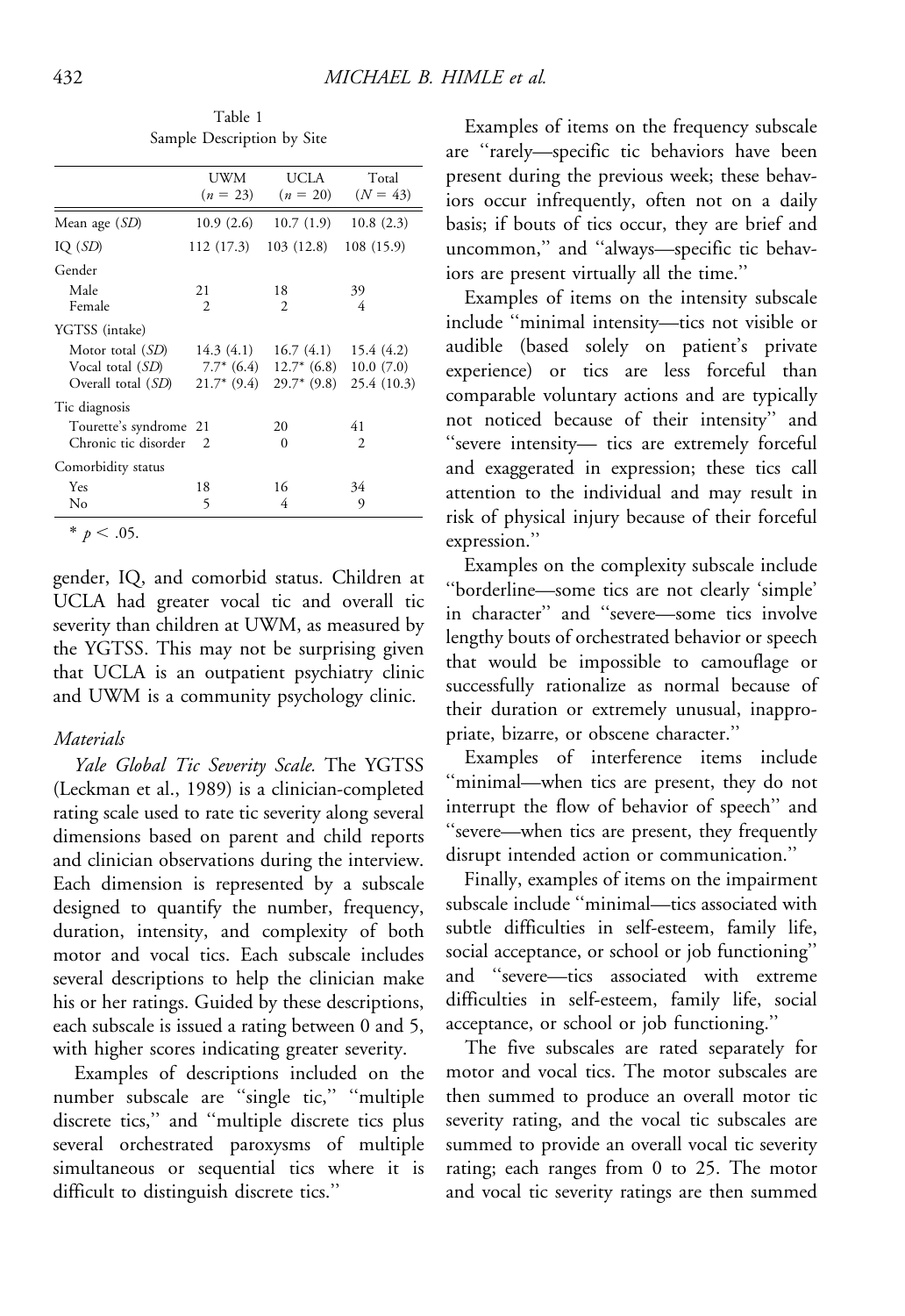Table 1
Sample Description by Site

| | UWM ($n$ = 23) | UCLA ($n$ = 20) | Total ($N$ = 43) |
|---|---|---|---|
| Mean age (*SD*) | 10.9 (2.6) | 10.7 (1.9) | 10.8 (2.3) |
| IQ (*SD*) | 112 (17.3) | 103 (12.8) | 108 (15.9) |
| Gender | | | |
| Male | 21 | 18 | 39 |
| Female | 2 | 2 | 4 |
| YGTSS (intake) | | | |
| Motor total (*SD*) | 14.3 (4.1) | 16.7 (4.1) | 15.4 (4.2) |
| Vocal total (*SD*) | 7.7* (6.4) | 12.7* (6.8) | 10.0 (7.0) |
| Overall total (*SD*) | 21.7* (9.4) | 29.7* (9.8) | 25.4 (10.3) |
| Tic diagnosis | | | |
| Tourette's syndrome | 21 | 20 | 41 |
| Chronic tic disorder | 2 | 0 | 2 |
| Comorbidity status | | | |
| Yes | 18 | 16 | 34 |
| No | 5 | 4 | 9 |

* $p < .05$.

gender, IQ, and comorbid status. Children at UCLA had greater vocal tic and overall tic severity than children at UWM, as measured by the YGTSS. This may not be surprising given that UCLA is an outpatient psychiatry clinic and UWM is a community psychology clinic.

### *Materials*

*Yale Global Tic Severity Scale.* The YGTSS (Leckman et al., 1989) is a clinician-completed rating scale used to rate tic severity along several dimensions based on parent and child reports and clinician observations during the interview. Each dimension is represented by a subscale designed to quantify the number, frequency, duration, intensity, and complexity of both motor and vocal tics. Each subscale includes several descriptions to help the clinician make his or her ratings. Guided by these descriptions, each subscale is issued a rating between 0 and 5, with higher scores indicating greater severity.

Examples of descriptions included on the number subscale are "single tic," "multiple discrete tics," and "multiple discrete tics plus several orchestrated paroxysms of multiple simultaneous or sequential tics where it is difficult to distinguish discrete tics."

Examples of items on the frequency subscale are "rarely—specific tic behaviors have been present during the previous week; these behaviors occur infrequently, often not on a daily basis; if bouts of tics occur, they are brief and uncommon," and "always—specific tic behaviors are present virtually all the time."

Examples of items on the intensity subscale include "minimal intensity—tics not visible or audible (based solely on patient's private experience) or tics are less forceful than comparable voluntary actions and are typically not noticed because of their intensity" and "severe intensity— tics are extremely forceful and exaggerated in expression; these tics call attention to the individual and may result in risk of physical injury because of their forceful expression."

Examples on the complexity subscale include "borderline—some tics are not clearly 'simple' in character" and "severe—some tics involve lengthy bouts of orchestrated behavior or speech that would be impossible to camouflage or successfully rationalize as normal because of their duration or extremely unusual, inappropriate, bizarre, or obscene character."

Examples of interference items include "minimal—when tics are present, they do not interrupt the flow of behavior of speech" and "severe—when tics are present, they frequently disrupt intended action or communication."

Finally, examples of items on the impairment subscale include "minimal—tics associated with subtle difficulties in self-esteem, family life, social acceptance, or school or job functioning" and "severe—tics associated with extreme difficulties in self-esteem, family life, social acceptance, or school or job functioning."

The five subscales are rated separately for motor and vocal tics. The motor subscales are then summed to produce an overall motor tic severity rating, and the vocal tic subscales are summed to provide an overall vocal tic severity rating; each ranges from 0 to 25. The motor and vocal tic severity ratings are then summed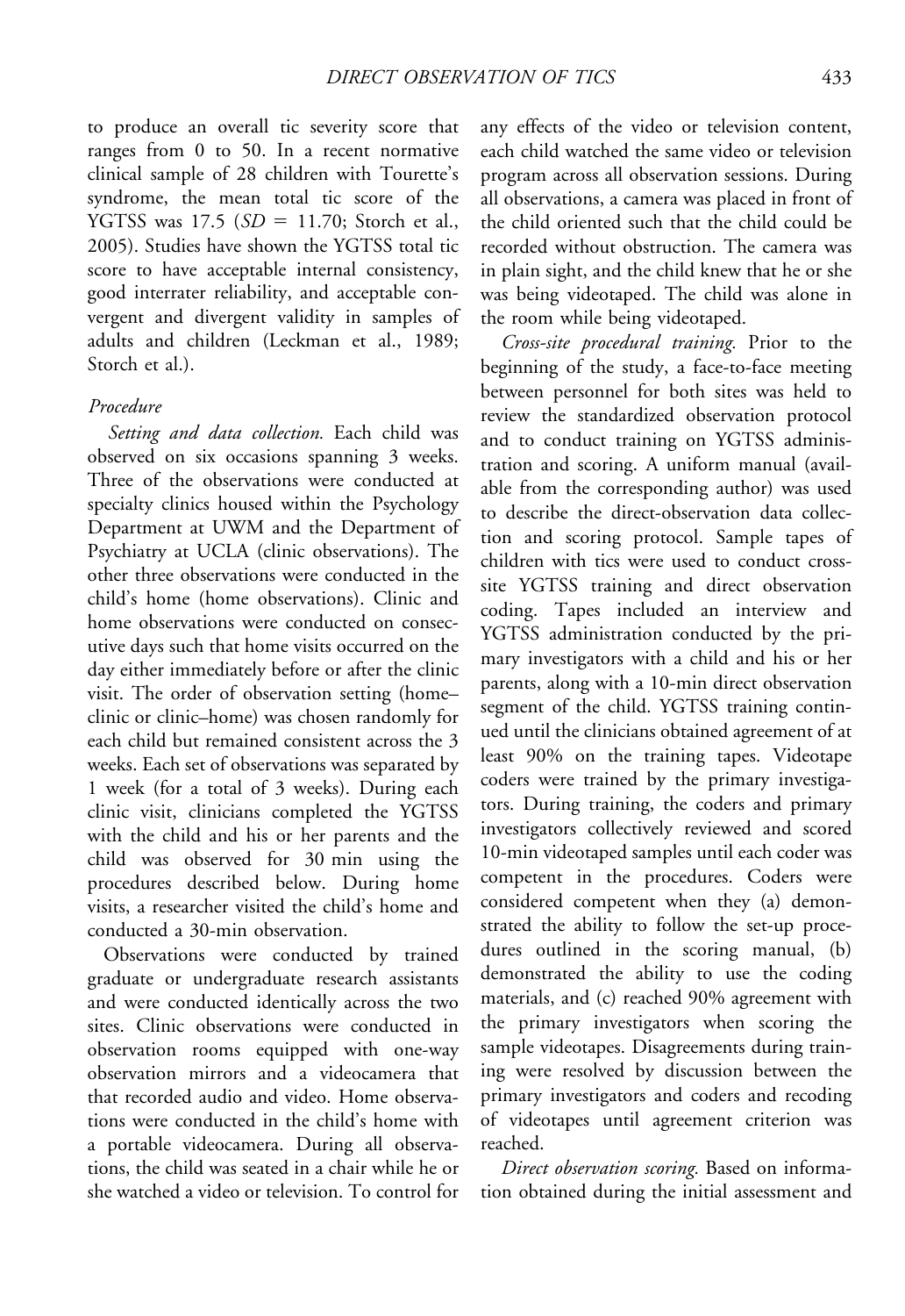to produce an overall tic severity score that ranges from 0 to 50. In a recent normative clinical sample of 28 children with Tourette's syndrome, the mean total tic score of the YGTSS was 17.5 ($SD$ = 11.70; Storch et al., 2005). Studies have shown the YGTSS total tic score to have acceptable internal consistency, good interrater reliability, and acceptable convergent and divergent validity in samples of adults and children (Leckman et al., 1989; Storch et al.).

### Procedure

*Setting and data collection.* Each child was observed on six occasions spanning 3 weeks. Three of the observations were conducted at specialty clinics housed within the Psychology Department at UWM and the Department of Psychiatry at UCLA (clinic observations). The other three observations were conducted in the child's home (home observations). Clinic and home observations were conducted on consecutive days such that home visits occurred on the day either immediately before or after the clinic visit. The order of observation setting (home–clinic or clinic–home) was chosen randomly for each child but remained consistent across the 3 weeks. Each set of observations was separated by 1 week (for a total of 3 weeks). During each clinic visit, clinicians completed the YGTSS with the child and his or her parents and the child was observed for 30 min using the procedures described below. During home visits, a researcher visited the child's home and conducted a 30-min observation.

Observations were conducted by trained graduate or undergraduate research assistants and were conducted identically across the two sites. Clinic observations were conducted in observation rooms equipped with one-way observation mirrors and a videocamera that that recorded audio and video. Home observations were conducted in the child's home with a portable videocamera. During all observations, the child was seated in a chair while he or she watched a video or television. To control for any effects of the video or television content, each child watched the same video or television program across all observation sessions. During all observations, a camera was placed in front of the child oriented such that the child could be recorded without obstruction. The camera was in plain sight, and the child knew that he or she was being videotaped. The child was alone in the room while being videotaped.

*Cross-site procedural training.* Prior to the beginning of the study, a face-to-face meeting between personnel for both sites was held to review the standardized observation protocol and to conduct training on YGTSS administration and scoring. A uniform manual (available from the corresponding author) was used to describe the direct-observation data collection and scoring protocol. Sample tapes of children with tics were used to conduct cross-site YGTSS training and direct observation coding. Tapes included an interview and YGTSS administration conducted by the primary investigators with a child and his or her parents, along with a 10-min direct observation segment of the child. YGTSS training continued until the clinicians obtained agreement of at least 90% on the training tapes. Videotape coders were trained by the primary investigators. During training, the coders and primary investigators collectively reviewed and scored 10-min videotaped samples until each coder was competent in the procedures. Coders were considered competent when they (a) demonstrated the ability to follow the set-up procedures outlined in the scoring manual, (b) demonstrated the ability to use the coding materials, and (c) reached 90% agreement with the primary investigators when scoring the sample videotapes. Disagreements during training were resolved by discussion between the primary investigators and coders and recoding of videotapes until agreement criterion was reached.

*Direct observation scoring.* Based on information obtained during the initial assessment and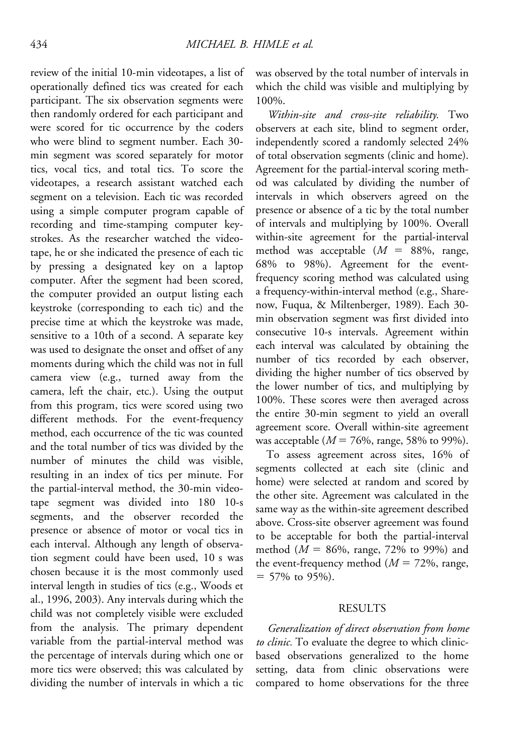review of the initial 10-min videotapes, a list of operationally defined tics was created for each participant. The six observation segments were then randomly ordered for each participant and were scored for tic occurrence by the coders who were blind to segment number. Each 30-min segment was scored separately for motor tics, vocal tics, and total tics. To score the videotapes, a research assistant watched each segment on a television. Each tic was recorded using a simple computer program capable of recording and time-stamping computer keystrokes. As the researcher watched the videotape, he or she indicated the presence of each tic by pressing a designated key on a laptop computer. After the segment had been scored, the computer provided an output listing each keystroke (corresponding to each tic) and the precise time at which the keystroke was made, sensitive to a 10th of a second. A separate key was used to designate the onset and offset of any moments during which the child was not in full camera view (e.g., turned away from the camera, left the chair, etc.). Using the output from this program, tics were scored using two different methods. For the event-frequency method, each occurrence of the tic was counted and the total number of tics was divided by the number of minutes the child was visible, resulting in an index of tics per minute. For the partial-interval method, the 30-min videotape segment was divided into 180 10-s segments, and the observer recorded the presence or absence of motor or vocal tics in each interval. Although any length of observation segment could have been used, 10 s was chosen because it is the most commonly used interval length in studies of tics (e.g., Woods et al., 1996, 2003). Any intervals during which the child was not completely visible were excluded from the analysis. The primary dependent variable from the partial-interval method was the percentage of intervals during which one or more tics were observed; this was calculated by dividing the number of intervals in which a tic was observed by the total number of intervals in which the child was visible and multiplying by 100%.

*Within-site and cross-site reliability.* Two observers at each site, blind to segment order, independently scored a randomly selected 24% of total observation segments (clinic and home). Agreement for the partial-interval scoring method was calculated by dividing the number of intervals in which observers agreed on the presence or absence of a tic by the total number of intervals and multiplying by 100%. Overall within-site agreement for the partial-interval method was acceptable ($M$ = 88%, range, 68% to 98%). Agreement for the event-frequency scoring method was calculated using a frequency-within-interval method (e.g., Sharenow, Fuqua, & Miltenberger, 1989). Each 30-min observation segment was first divided into consecutive 10-s intervals. Agreement within each interval was calculated by obtaining the number of tics recorded by each observer, dividing the higher number of tics observed by the lower number of tics, and multiplying by 100%. These scores were then averaged across the entire 30-min segment to yield an overall agreement score. Overall within-site agreement was acceptable ($M$ = 76%, range, 58% to 99%).

To assess agreement across sites, 16% of segments collected at each site (clinic and home) were selected at random and scored by the other site. Agreement was calculated in the same way as the within-site agreement described above. Cross-site observer agreement was found to be acceptable for both the partial-interval method ($M$ = 86%, range, 72% to 99%) and the event-frequency method ($M$ = 72%, range, = 57% to 95%).

## RESULTS

*Generalization of direct observation from home to clinic.* To evaluate the degree to which clinic-based observations generalized to the home setting, data from clinic observations were compared to home observations for the three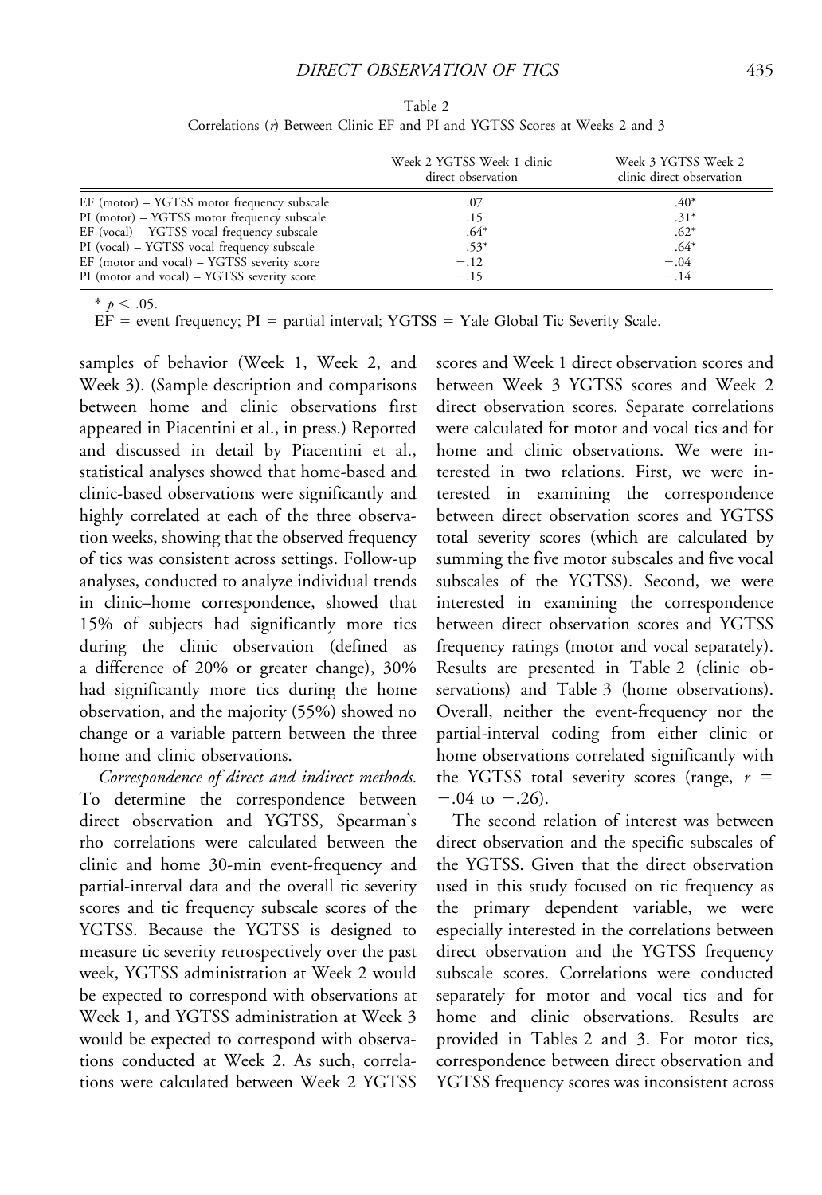Table 2
Correlations ($r$) Between Clinic EF and PI and YGTSS Scores at Weeks 2 and 3

| | Week 2 YGTSS Week 1 clinic direct observation | Week 3 YGTSS Week 2 clinic direct observation |
|---|---|---|
| EF (motor) – YGTSS motor frequency subscale | .07 | .40* |
| PI (motor) – YGTSS motor frequency subscale | .15 | .31* |
| EF (vocal) – YGTSS vocal frequency subscale | .64* | .62* |
| PI (vocal) – YGTSS vocal frequency subscale | .53* | .64* |
| EF (motor and vocal) – YGTSS severity score | −.12 | −.04 |
| PI (motor and vocal) – YGTSS severity score | −.15 | −.14 |

* $p < .05$.
EF = event frequency; PI = partial interval; YGTSS = Yale Global Tic Severity Scale.

samples of behavior (Week 1, Week 2, and Week 3). (Sample description and comparisons between home and clinic observations first appeared in Piacentini et al., in press.) Reported and discussed in detail by Piacentini et al., statistical analyses showed that home-based and clinic-based observations were significantly and highly correlated at each of the three observation weeks, showing that the observed frequency of tics was consistent across settings. Follow-up analyses, conducted to analyze individual trends in clinic–home correspondence, showed that 15% of subjects had significantly more tics during the clinic observation (defined as a difference of 20% or greater change), 30% had significantly more tics during the home observation, and the majority (55%) showed no change or a variable pattern between the three home and clinic observations.

*Correspondence of direct and indirect methods.* To determine the correspondence between direct observation and YGTSS, Spearman's rho correlations were calculated between the clinic and home 30-min event-frequency and partial-interval data and the overall tic severity scores and tic frequency subscale scores of the YGTSS. Because the YGTSS is designed to measure tic severity retrospectively over the past week, YGTSS administration at Week 2 would be expected to correspond with observations at Week 1, and YGTSS administration at Week 3 would be expected to correspond with observations conducted at Week 2. As such, correlations were calculated between Week 2 YGTSS scores and Week 1 direct observation scores and between Week 3 YGTSS scores and Week 2 direct observation scores. Separate correlations were calculated for motor and vocal tics and for home and clinic observations. We were interested in two relations. First, we were interested in examining the correspondence between direct observation scores and YGTSS total severity scores (which are calculated by summing the five motor subscales and five vocal subscales of the YGTSS). Second, we were interested in examining the correspondence between direct observation scores and YGTSS frequency ratings (motor and vocal separately). Results are presented in Table 2 (clinic observations) and Table 3 (home observations). Overall, neither the event-frequency nor the partial-interval coding from either clinic or home observations correlated significantly with the YGTSS total severity scores (range, $r = -.04$ to $-.26$).

The second relation of interest was between direct observation and the specific subscales of the YGTSS. Given that the direct observation used in this study focused on tic frequency as the primary dependent variable, we were especially interested in the correlations between direct observation and the YGTSS frequency subscale scores. Correlations were conducted separately for motor and vocal tics and for home and clinic observations. Results are provided in Tables 2 and 3. For motor tics, correspondence between direct observation and YGTSS frequency scores was inconsistent across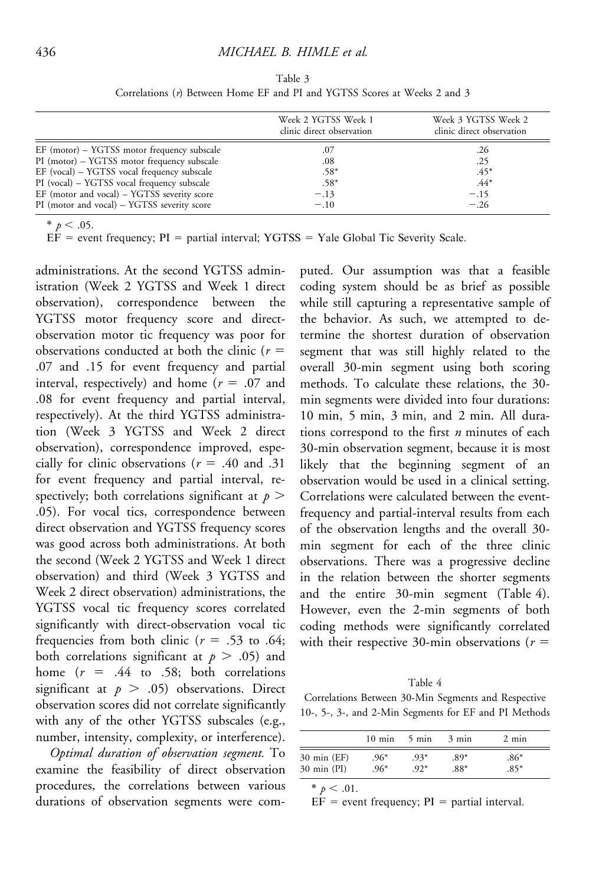Table 3

Correlations ($r$) Between Home EF and PI and YGTSS Scores at Weeks 2 and 3

| | Week 2 YGTSS Week 1 clinic direct observation | Week 3 YGTSS Week 2 clinic direct observation |
|---|---|---|
| EF (motor) – YGTSS motor frequency subscale | .07 | .26 |
| PI (motor) – YGTSS motor frequency subscale | .08 | .25 |
| EF (vocal) – YGTSS vocal frequency subscale | .58* | .45* |
| PI (vocal) – YGTSS vocal frequency subscale | .58* | .44* |
| EF (motor and vocal) – YGTSS severity score | −.13 | −.15 |
| PI (motor and vocal) – YGTSS severity score | −.10 | −.26 |

* $p < .05$.

EF = event frequency; PI = partial interval; YGTSS = Yale Global Tic Severity Scale.

administrations. At the second YGTSS administration (Week 2 YGTSS and Week 1 direct observation), correspondence between the YGTSS motor frequency score and direct-observation motor tic frequency was poor for observations conducted at both the clinic ($r = .07$ and .15 for event frequency and partial interval, respectively) and home ($r = .07$ and .08 for event frequency and partial interval, respectively). At the third YGTSS administration (Week 3 YGTSS and Week 2 direct observation), correspondence improved, especially for clinic observations ($r = .40$ and .31 for event frequency and partial interval, respectively; both correlations significant at $p > .05$). For vocal tics, correspondence between direct observation and YGTSS frequency scores was good across both administrations. At both the second (Week 2 YGTSS and Week 1 direct observation) and third (Week 3 YGTSS and Week 2 direct observation) administrations, the YGTSS vocal tic frequency scores correlated significantly with direct-observation vocal tic frequencies from both clinic ($r = .53$ to .64; both correlations significant at $p > .05$) and home ($r = .44$ to .58; both correlations significant at $p > .05$) observations. Direct observation scores did not correlate significantly with any of the other YGTSS subscales (e.g., number, intensity, complexity, or interference).

*Optimal duration of observation segment.* To examine the feasibility of direct observation procedures, the correlations between various durations of observation segments were computed. Our assumption was that a feasible coding system should be as brief as possible while still capturing a representative sample of the behavior. As such, we attempted to determine the shortest duration of observation segment that was still highly related to the overall 30-min segment using both scoring methods. To calculate these relations, the 30-min segments were divided into four durations: 10 min, 5 min, 3 min, and 2 min. All durations correspond to the first $n$ minutes of each 30-min observation segment, because it is most likely that the beginning segment of an observation would be used in a clinical setting. Correlations were calculated between the event-frequency and partial-interval results from each of the observation lengths and the overall 30-min segment for each of the three clinic observations. There was a progressive decline in the relation between the shorter segments and the entire 30-min segment (Table 4). However, even the 2-min segments of both coding methods were significantly correlated with their respective 30-min observations ($r =$

Table 4

Correlations Between 30-Min Segments and Respective 10-, 5-, 3-, and 2-Min Segments for EF and PI Methods

| | 10 min | 5 min | 3 min | 2 min |
|---|---|---|---|---|
| 30 min (EF) | .96* | .93* | .89* | .86* |
| 30 min (PI) | .96* | .92* | .88* | .85* |

* $p < .01$.

EF = event frequency; PI = partial interval.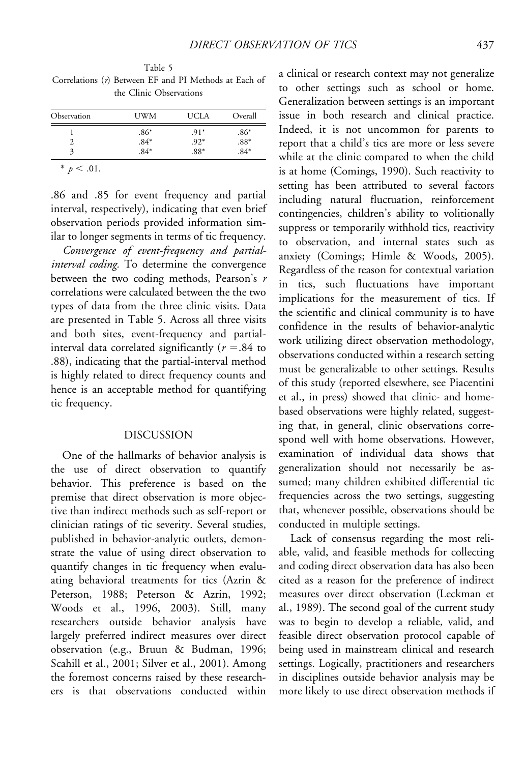Table 5
Correlations ($r$) Between EF and PI Methods at Each of the Clinic Observations

| Observation | UWM | UCLA | Overall |
|---|---|---|---|
| 1 | .86* | .91* | .86* |
| 2 | .84* | .92* | .88* |
| 3 | .84* | .88* | .84* |

* $p < .01$.

.86 and .85 for event frequency and partial interval, respectively), indicating that even brief observation periods provided information similar to longer segments in terms of tic frequency.

*Convergence of event-frequency and partial-interval coding.* To determine the convergence between the two coding methods, Pearson's $r$ correlations were calculated between the the two types of data from the three clinic visits. Data are presented in Table 5. Across all three visits and both sites, event-frequency and partial-interval data correlated significantly ($r = .84$ to .88), indicating that the partial-interval method is highly related to direct frequency counts and hence is an acceptable method for quantifying tic frequency.

## DISCUSSION

One of the hallmarks of behavior analysis is the use of direct observation to quantify behavior. This preference is based on the premise that direct observation is more objective than indirect methods such as self-report or clinician ratings of tic severity. Several studies, published in behavior-analytic outlets, demonstrate the value of using direct observation to quantify changes in tic frequency when evaluating behavioral treatments for tics (Azrin & Peterson, 1988; Peterson & Azrin, 1992; Woods et al., 1996, 2003). Still, many researchers outside behavior analysis have largely preferred indirect measures over direct observation (e.g., Bruun & Budman, 1996; Scahill et al., 2001; Silver et al., 2001). Among the foremost concerns raised by these researchers is that observations conducted within a clinical or research context may not generalize to other settings such as school or home. Generalization between settings is an important issue in both research and clinical practice. Indeed, it is not uncommon for parents to report that a child's tics are more or less severe while at the clinic compared to when the child is at home (Comings, 1990). Such reactivity to setting has been attributed to several factors including natural fluctuation, reinforcement contingencies, children's ability to volitionally suppress or temporarily withhold tics, reactivity to observation, and internal states such as anxiety (Comings; Himle & Woods, 2005). Regardless of the reason for contextual variation in tics, such fluctuations have important implications for the measurement of tics. If the scientific and clinical community is to have confidence in the results of behavior-analytic work utilizing direct observation methodology, observations conducted within a research setting must be generalizable to other settings. Results of this study (reported elsewhere, see Piacentini et al., in press) showed that clinic- and home-based observations were highly related, suggesting that, in general, clinic observations correspond well with home observations. However, examination of individual data shows that generalization should not necessarily be assumed; many children exhibited differential tic frequencies across the two settings, suggesting that, whenever possible, observations should be conducted in multiple settings.

Lack of consensus regarding the most reliable, valid, and feasible methods for collecting and coding direct observation data has also been cited as a reason for the preference of indirect measures over direct observation (Leckman et al., 1989). The second goal of the current study was to begin to develop a reliable, valid, and feasible direct observation protocol capable of being used in mainstream clinical and research settings. Logically, practitioners and researchers in disciplines outside behavior analysis may be more likely to use direct observation methods if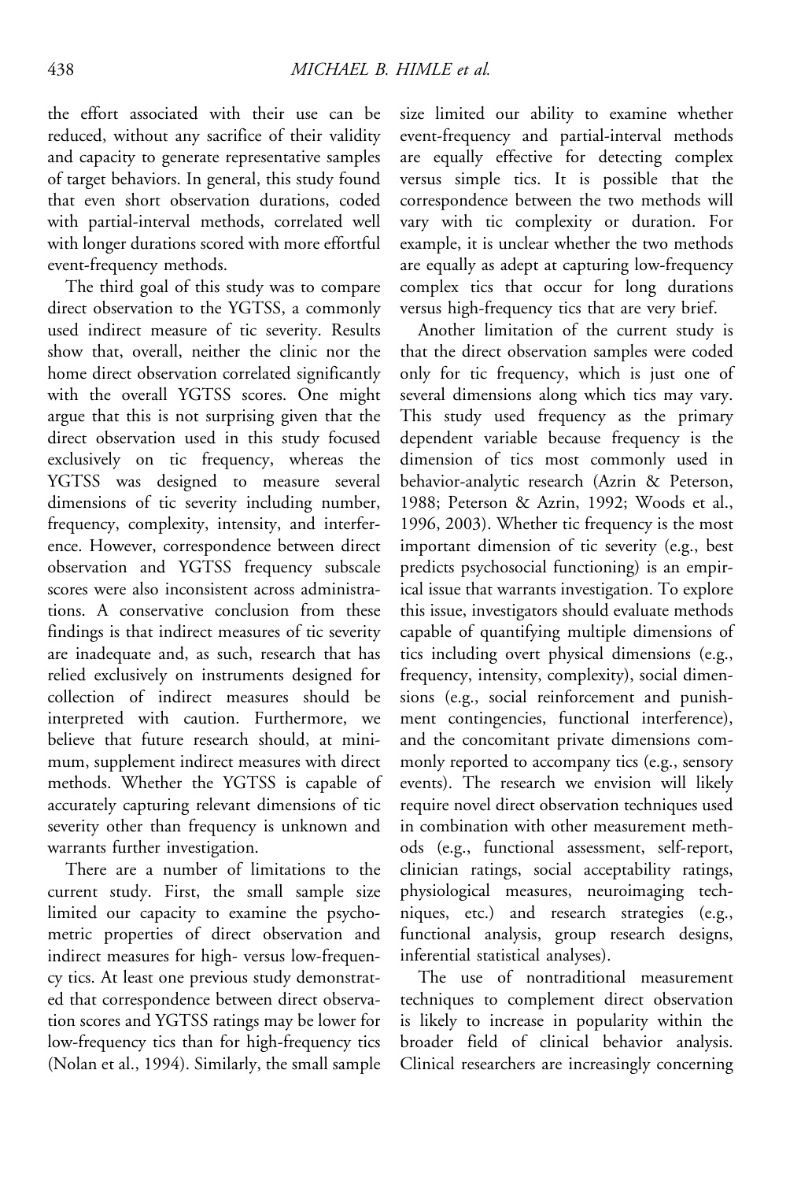the effort associated with their use can be reduced, without any sacrifice of their validity and capacity to generate representative samples of target behaviors. In general, this study found that even short observation durations, coded with partial-interval methods, correlated well with longer durations scored with more effortful event-frequency methods.

The third goal of this study was to compare direct observation to the YGTSS, a commonly used indirect measure of tic severity. Results show that, overall, neither the clinic nor the home direct observation correlated significantly with the overall YGTSS scores. One might argue that this is not surprising given that the direct observation used in this study focused exclusively on tic frequency, whereas the YGTSS was designed to measure several dimensions of tic severity including number, frequency, complexity, intensity, and interference. However, correspondence between direct observation and YGTSS frequency subscale scores were also inconsistent across administrations. A conservative conclusion from these findings is that indirect measures of tic severity are inadequate and, as such, research that has relied exclusively on instruments designed for collection of indirect measures should be interpreted with caution. Furthermore, we believe that future research should, at minimum, supplement indirect measures with direct methods. Whether the YGTSS is capable of accurately capturing relevant dimensions of tic severity other than frequency is unknown and warrants further investigation.

There are a number of limitations to the current study. First, the small sample size limited our capacity to examine the psychometric properties of direct observation and indirect measures for high- versus low-frequency tics. At least one previous study demonstrated that correspondence between direct observation scores and YGTSS ratings may be lower for low-frequency tics than for high-frequency tics (Nolan et al., 1994). Similarly, the small sample size limited our ability to examine whether event-frequency and partial-interval methods are equally effective for detecting complex versus simple tics. It is possible that the correspondence between the two methods will vary with tic complexity or duration. For example, it is unclear whether the two methods are equally as adept at capturing low-frequency complex tics that occur for long durations versus high-frequency tics that are very brief.

Another limitation of the current study is that the direct observation samples were coded only for tic frequency, which is just one of several dimensions along which tics may vary. This study used frequency as the primary dependent variable because frequency is the dimension of tics most commonly used in behavior-analytic research (Azrin & Peterson, 1988; Peterson & Azrin, 1992; Woods et al., 1996, 2003). Whether tic frequency is the most important dimension of tic severity (e.g., best predicts psychosocial functioning) is an empirical issue that warrants investigation. To explore this issue, investigators should evaluate methods capable of quantifying multiple dimensions of tics including overt physical dimensions (e.g., frequency, intensity, complexity), social dimensions (e.g., social reinforcement and punishment contingencies, functional interference), and the concomitant private dimensions commonly reported to accompany tics (e.g., sensory events). The research we envision will likely require novel direct observation techniques used in combination with other measurement methods (e.g., functional assessment, self-report, clinician ratings, social acceptability ratings, physiological measures, neuroimaging techniques, etc.) and research strategies (e.g., functional analysis, group research designs, inferential statistical analyses).

The use of nontraditional measurement techniques to complement direct observation is likely to increase in popularity within the broader field of clinical behavior analysis. Clinical researchers are increasingly concerning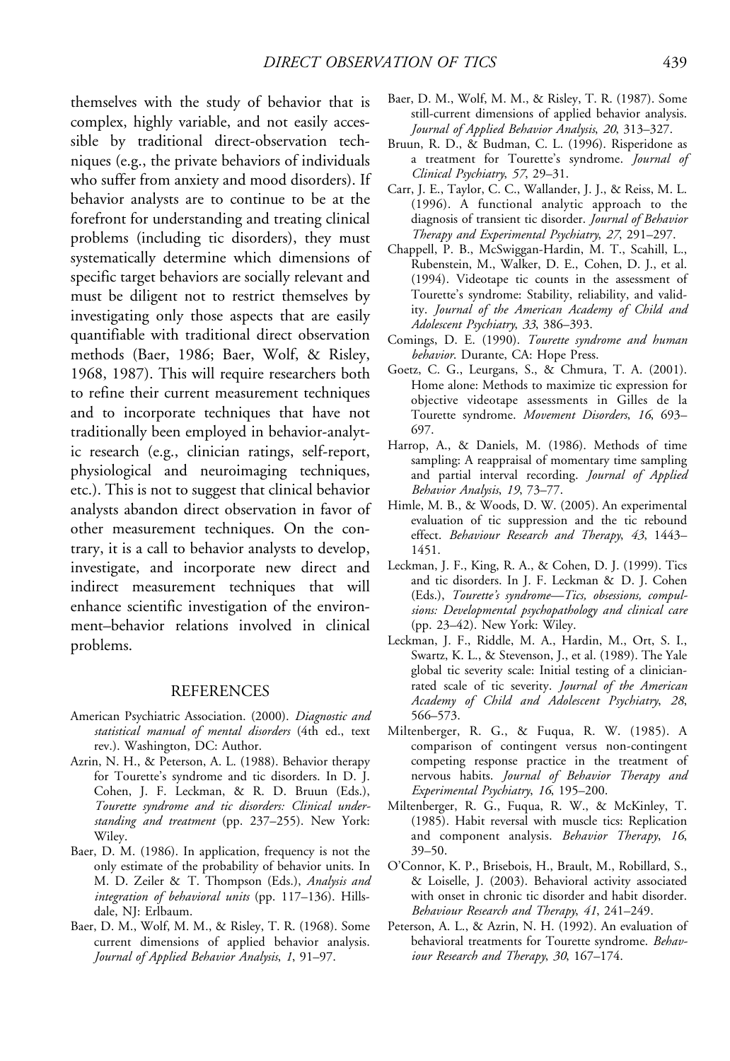themselves with the study of behavior that is complex, highly variable, and not easily accessible by traditional direct-observation techniques (e.g., the private behaviors of individuals who suffer from anxiety and mood disorders). If behavior analysts are to continue to be at the forefront for understanding and treating clinical problems (including tic disorders), they must systematically determine which dimensions of specific target behaviors are socially relevant and must be diligent not to restrict themselves by investigating only those aspects that are easily quantifiable with traditional direct observation methods (Baer, 1986; Baer, Wolf, & Risley, 1968, 1987). This will require researchers both to refine their current measurement techniques and to incorporate techniques that have not traditionally been employed in behavior-analytic research (e.g., clinician ratings, self-report, physiological and neuroimaging techniques, etc.). This is not to suggest that clinical behavior analysts abandon direct observation in favor of other measurement techniques. On the contrary, it is a call to behavior analysts to develop, investigate, and incorporate new direct and indirect measurement techniques that will enhance scientific investigation of the environment–behavior relations involved in clinical problems.

## REFERENCES

American Psychiatric Association. (2000). *Diagnostic and statistical manual of mental disorders* (4th ed., text rev.). Washington, DC: Author.

Azrin, N. H., & Peterson, A. L. (1988). Behavior therapy for Tourette's syndrome and tic disorders. In D. J. Cohen, J. F. Leckman, & R. D. Bruun (Eds.), *Tourette syndrome and tic disorders: Clinical understanding and treatment* (pp. 237–255). New York: Wiley.

Baer, D. M. (1986). In application, frequency is not the only estimate of the probability of behavior units. In M. D. Zeiler & T. Thompson (Eds.), *Analysis and integration of behavioral units* (pp. 117–136). Hillsdale, NJ: Erlbaum.

Baer, D. M., Wolf, M. M., & Risley, T. R. (1968). Some current dimensions of applied behavior analysis. *Journal of Applied Behavior Analysis*, *1*, 91–97.

Baer, D. M., Wolf, M. M., & Risley, T. R. (1987). Some still-current dimensions of applied behavior analysis. *Journal of Applied Behavior Analysis*, *20*, 313–327.

Bruun, R. D., & Budman, C. L. (1996). Risperidone as a treatment for Tourette's syndrome. *Journal of Clinical Psychiatry*, *57*, 29–31.

Carr, J. E., Taylor, C. C., Wallander, J. J., & Reiss, M. L. (1996). A functional analytic approach to the diagnosis of transient tic disorder. *Journal of Behavior Therapy and Experimental Psychiatry*, *27*, 291–297.

Chappell, P. B., McSwiggan-Hardin, M. T., Scahill, L., Rubenstein, M., Walker, D. E., Cohen, D. J., et al. (1994). Videotape tic counts in the assessment of Tourette's syndrome: Stability, reliability, and validity. *Journal of the American Academy of Child and Adolescent Psychiatry*, *33*, 386–393.

Comings, D. E. (1990). *Tourette syndrome and human behavior*. Durante, CA: Hope Press.

Goetz, C. G., Leurgans, S., & Chmura, T. A. (2001). Home alone: Methods to maximize tic expression for objective videotape assessments in Gilles de la Tourette syndrome. *Movement Disorders*, *16*, 693–697.

Harrop, A., & Daniels, M. (1986). Methods of time sampling: A reappraisal of momentary time sampling and partial interval recording. *Journal of Applied Behavior Analysis*, *19*, 73–77.

Himle, M. B., & Woods, D. W. (2005). An experimental evaluation of tic suppression and the tic rebound effect. *Behaviour Research and Therapy*, *43*, 1443–1451.

Leckman, J. F., King, R. A., & Cohen, D. J. (1999). Tics and tic disorders. In J. F. Leckman & D. J. Cohen (Eds.), *Tourette's syndrome—Tics, obsessions, compulsions: Developmental psychopathology and clinical care* (pp. 23–42). New York: Wiley.

Leckman, J. F., Riddle, M. A., Hardin, M., Ort, S. I., Swartz, K. L., & Stevenson, J., et al. (1989). The Yale global tic severity scale: Initial testing of a clinician-rated scale of tic severity. *Journal of the American Academy of Child and Adolescent Psychiatry*, *28*, 566–573.

Miltenberger, R. G., & Fuqua, R. W. (1985). A comparison of contingent versus non-contingent competing response practice in the treatment of nervous habits. *Journal of Behavior Therapy and Experimental Psychiatry*, *16*, 195–200.

Miltenberger, R. G., Fuqua, R. W., & McKinley, T. (1985). Habit reversal with muscle tics: Replication and component analysis. *Behavior Therapy*, *16*, 39–50.

O'Connor, K. P., Brisebois, H., Brault, M., Robillard, S., & Loiselle, J. (2003). Behavioral activity associated with onset in chronic tic disorder and habit disorder. *Behaviour Research and Therapy*, *41*, 241–249.

Peterson, A. L., & Azrin, N. H. (1992). An evaluation of behavioral treatments for Tourette syndrome. *Behaviour Research and Therapy*, *30*, 167–174.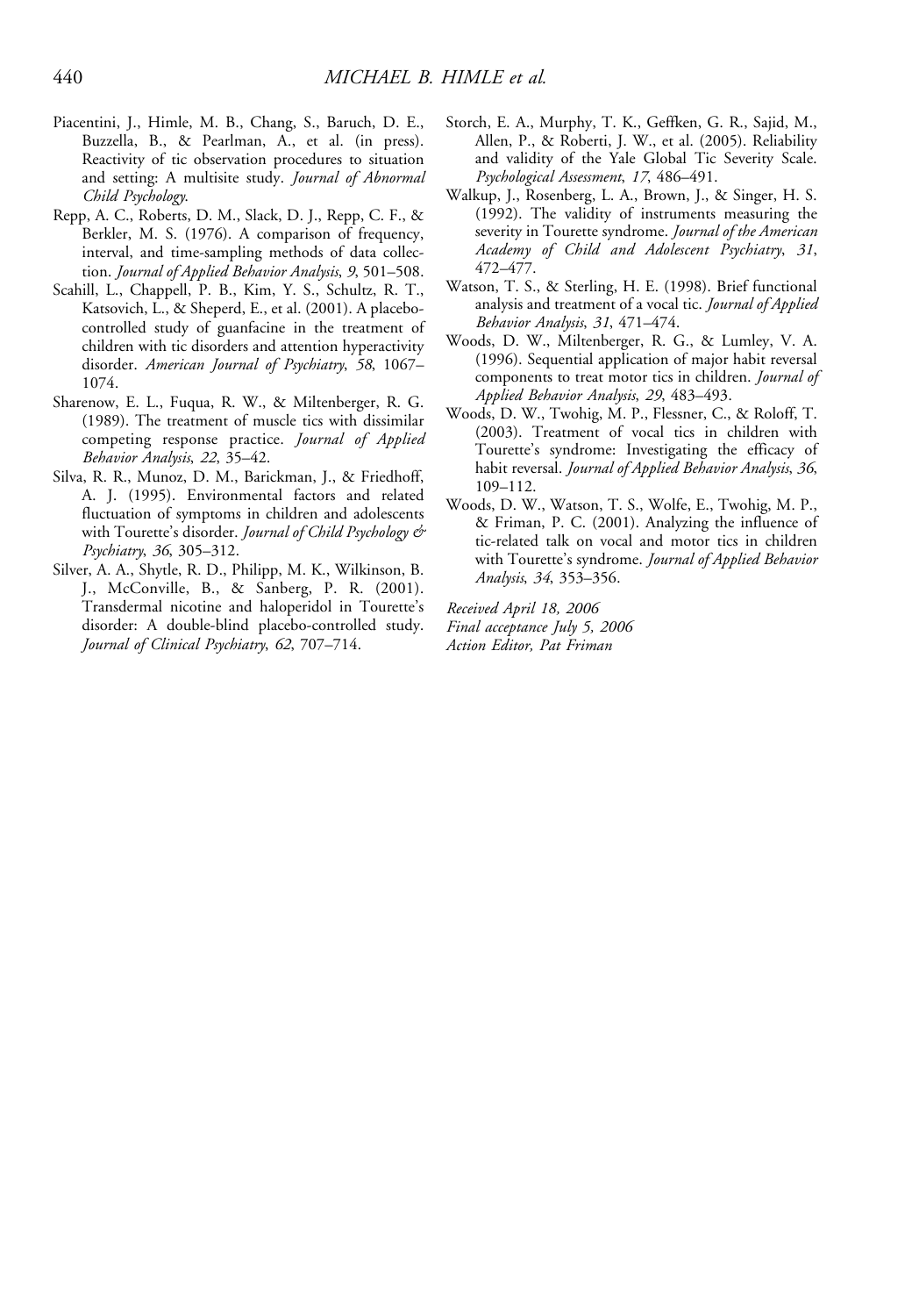Piacentini, J., Himle, M. B., Chang, S., Baruch, D. E., Buzzella, B., & Pearlman, A., et al. (in press). Reactivity of tic observation procedures to situation and setting: A multisite study. *Journal of Abnormal Child Psychology*.

Repp, A. C., Roberts, D. M., Slack, D. J., Repp, C. F., & Berkler, M. S. (1976). A comparison of frequency, interval, and time-sampling methods of data collection. *Journal of Applied Behavior Analysis*, *9*, 501–508.

Scahill, L., Chappell, P. B., Kim, Y. S., Schultz, R. T., Katsovich, L., & Sheperd, E., et al. (2001). A placebo-controlled study of guanfacine in the treatment of children with tic disorders and attention hyperactivity disorder. *American Journal of Psychiatry*, *58*, 1067–1074.

Sharenow, E. L., Fuqua, R. W., & Miltenberger, R. G. (1989). The treatment of muscle tics with dissimilar competing response practice. *Journal of Applied Behavior Analysis*, *22*, 35–42.

Silva, R. R., Munoz, D. M., Barickman, J., & Friedhoff, A. J. (1995). Environmental factors and related fluctuation of symptoms in children and adolescents with Tourette's disorder. *Journal of Child Psychology & Psychiatry*, *36*, 305–312.

Silver, A. A., Shytle, R. D., Philipp, M. K., Wilkinson, B. J., McConville, B., & Sanberg, P. R. (2001). Transdermal nicotine and haloperidol in Tourette's disorder: A double-blind placebo-controlled study. *Journal of Clinical Psychiatry*, *62*, 707–714.

Storch, E. A., Murphy, T. K., Geffken, G. R., Sajid, M., Allen, P., & Roberti, J. W., et al. (2005). Reliability and validity of the Yale Global Tic Severity Scale. *Psychological Assessment*, *17*, 486–491.

Walkup, J., Rosenberg, L. A., Brown, J., & Singer, H. S. (1992). The validity of instruments measuring the severity in Tourette syndrome. *Journal of the American Academy of Child and Adolescent Psychiatry*, *31*, 472–477.

Watson, T. S., & Sterling, H. E. (1998). Brief functional analysis and treatment of a vocal tic. *Journal of Applied Behavior Analysis*, *31*, 471–474.

Woods, D. W., Miltenberger, R. G., & Lumley, V. A. (1996). Sequential application of major habit reversal components to treat motor tics in children. *Journal of Applied Behavior Analysis*, *29*, 483–493.

Woods, D. W., Twohig, M. P., Flessner, C., & Roloff, T. (2003). Treatment of vocal tics in children with Tourette's syndrome: Investigating the efficacy of habit reversal. *Journal of Applied Behavior Analysis*, *36*, 109–112.

Woods, D. W., Watson, T. S., Wolfe, E., Twohig, M. P., & Friman, P. C. (2001). Analyzing the influence of tic-related talk on vocal and motor tics in children with Tourette's syndrome. *Journal of Applied Behavior Analysis*, *34*, 353–356.

*Received April 18, 2006*
*Final acceptance July 5, 2006*
*Action Editor, Pat Friman*